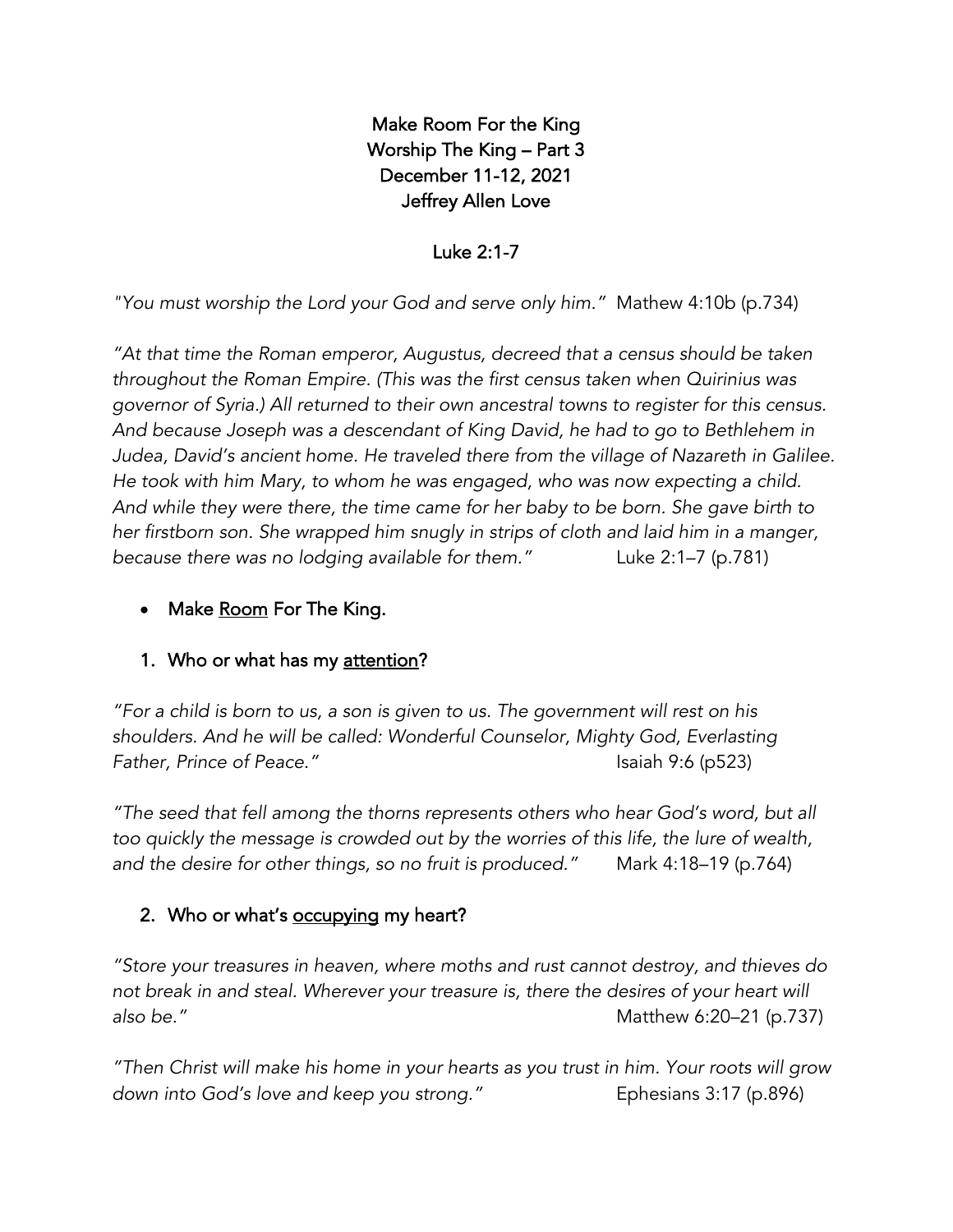**Make Room For the King**
**Worship The King – Part 3**
**December 11-12, 2021**
**Jeffrey Allen Love**

**Luke 2:1-7**

*"You must worship the Lord your God and serve only him."* Mathew 4:10b (p.734)

*"At that time the Roman emperor, Augustus, decreed that a census should be taken throughout the Roman Empire. (This was the first census taken when Quirinius was governor of Syria.) All returned to their own ancestral towns to register for this census. And because Joseph was a descendant of King David, he had to go to Bethlehem in Judea, David's ancient home. He traveled there from the village of Nazareth in Galilee. He took with him Mary, to whom he was engaged, who was now expecting a child. And while they were there, the time came for her baby to be born. She gave birth to her firstborn son. She wrapped him snugly in strips of cloth and laid him in a manger, because there was no lodging available for them."* Luke 2:1–7 (p.781)

- **Make <u>Room</u> For The King.**

**1. Who or what has my <u>attention</u>?**

*"For a child is born to us, a son is given to us. The government will rest on his shoulders. And he will be called: Wonderful Counselor, Mighty God, Everlasting Father, Prince of Peace."* Isaiah 9:6 (p523)

*"The seed that fell among the thorns represents others who hear God's word, but all too quickly the message is crowded out by the worries of this life, the lure of wealth, and the desire for other things, so no fruit is produced."* Mark 4:18–19 (p.764)

**2. Who or what's <u>occupying</u> my heart?**

*"Store your treasures in heaven, where moths and rust cannot destroy, and thieves do not break in and steal. Wherever your treasure is, there the desires of your heart will also be."* Matthew 6:20–21 (p.737)

*"Then Christ will make his home in your hearts as you trust in him. Your roots will grow down into God's love and keep you strong."* Ephesians 3:17 (p.896)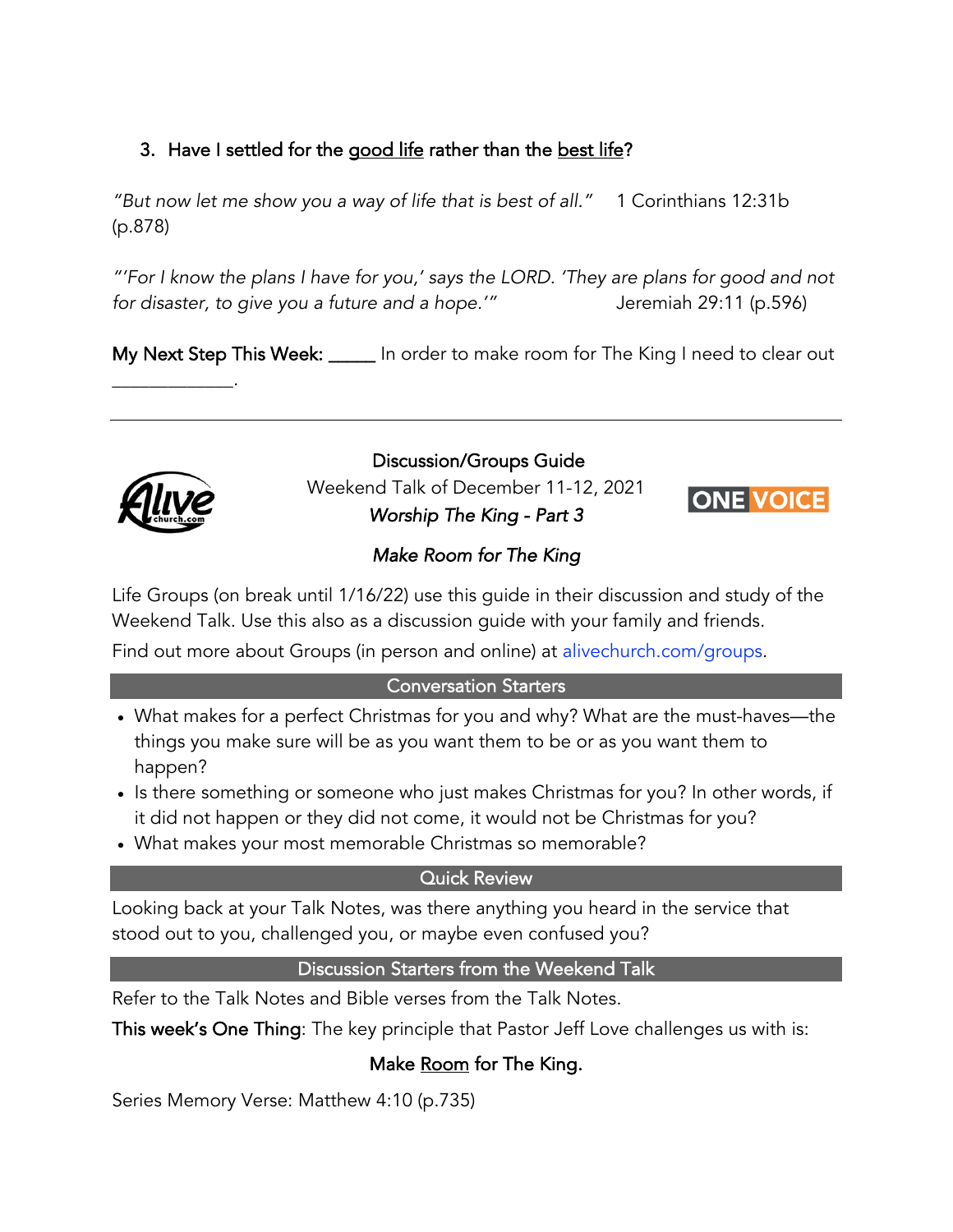3. Have I settled for the <u>good life</u> rather than the <u>best life</u>?

*"But now let me show you a way of life that is best of all."* 1 Corinthians 12:31b (p.878)

*"'For I know the plans I have for you,' says the LORD. 'They are plans for good and not for disaster, to give you a future and a hope.'"* Jeremiah 29:11 (p.596)

**My Next Step This Week:** _____ In order to make room for The King I need to clear out _____________.

---

**Discussion/Groups Guide**

Weekend Talk of December 11-12, 2021

*Worship The King - Part 3*

*Make Room for The King*

Life Groups (on break until 1/16/22) use this guide in their discussion and study of the Weekend Talk. Use this also as a discussion guide with your family and friends.

Find out more about Groups (in person and online) at alivechurch.com/groups.

## Conversation Starters

- What makes for a perfect Christmas for you and why? What are the must-haves—the things you make sure will be as you want them to be or as you want them to happen?
- Is there something or someone who just makes Christmas for you? In other words, if it did not happen or they did not come, it would not be Christmas for you?
- What makes your most memorable Christmas so memorable?

## Quick Review

Looking back at your Talk Notes, was there anything you heard in the service that stood out to you, challenged you, or maybe even confused you?

## Discussion Starters from the Weekend Talk

Refer to the Talk Notes and Bible verses from the Talk Notes.

**This week's One Thing**: The key principle that Pastor Jeff Love challenges us with is:

**Make <u>Room</u> for The King.**

Series Memory Verse: Matthew 4:10 (p.735)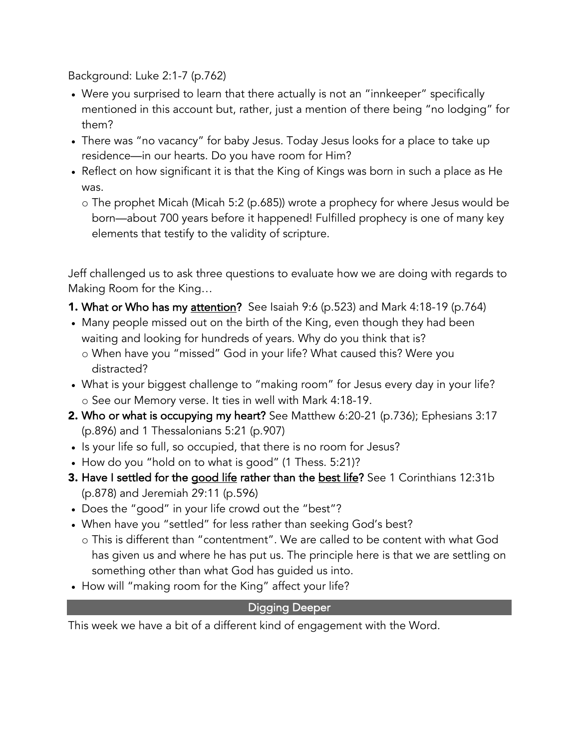Background: Luke 2:1-7 (p.762)

- Were you surprised to learn that there actually is not an "innkeeper" specifically mentioned in this account but, rather, just a mention of there being "no lodging" for them?
- There was "no vacancy" for baby Jesus. Today Jesus looks for a place to take up residence—in our hearts. Do you have room for Him?
- Reflect on how significant it is that the King of Kings was born in such a place as He was.
  - The prophet Micah (Micah 5:2 (p.685)) wrote a prophecy for where Jesus would be born—about 700 years before it happened! Fulfilled prophecy is one of many key elements that testify to the validity of scripture.

Jeff challenged us to ask three questions to evaluate how we are doing with regards to Making Room for the King…

**1. What or Who has my <u>attention</u>?** See Isaiah 9:6 (p.523) and Mark 4:18-19 (p.764)

- Many people missed out on the birth of the King, even though they had been waiting and looking for hundreds of years. Why do you think that is?
  - When have you "missed" God in your life? What caused this? Were you distracted?
- What is your biggest challenge to "making room" for Jesus every day in your life?
  - See our Memory verse. It ties in well with Mark 4:18-19.

**2. Who or what is occupying my heart?** See Matthew 6:20-21 (p.736); Ephesians 3:17 (p.896) and 1 Thessalonians 5:21 (p.907)

- Is your life so full, so occupied, that there is no room for Jesus?
- How do you "hold on to what is good" (1 Thess. 5:21)?

**3. Have I settled for the <u>good life</u> rather than the <u>best life</u>?** See 1 Corinthians 12:31b (p.878) and Jeremiah 29:11 (p.596)

- Does the "good" in your life crowd out the "best"?
- When have you "settled" for less rather than seeking God's best?
  - This is different than "contentment". We are called to be content with what God has given us and where he has put us. The principle here is that we are settling on something other than what God has guided us into.
- How will "making room for the King" affect your life?

## Digging Deeper

This week we have a bit of a different kind of engagement with the Word.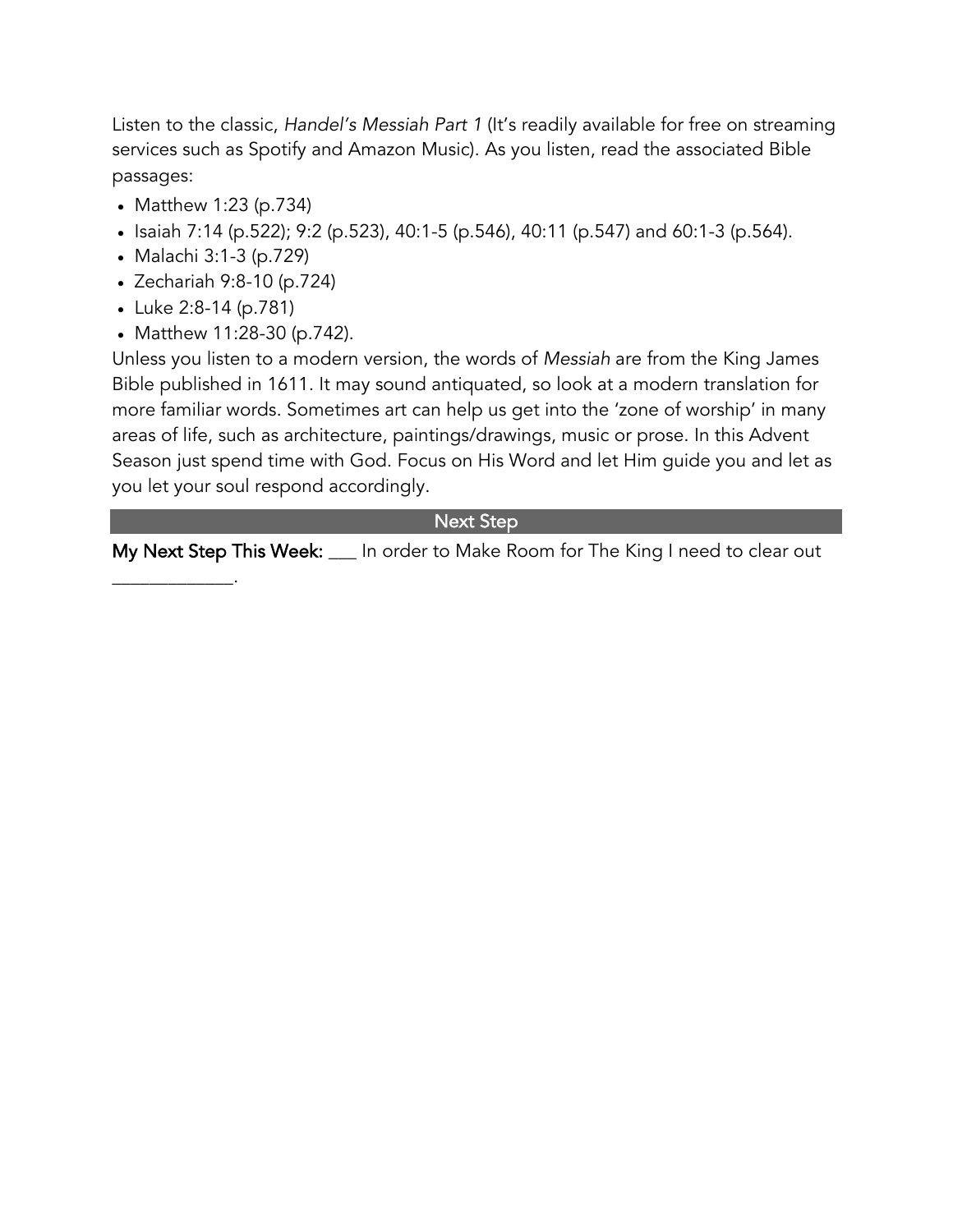Listen to the classic, *Handel's Messiah Part 1* (It's readily available for free on streaming services such as Spotify and Amazon Music). As you listen, read the associated Bible passages:

- Matthew 1:23 (p.734)
- Isaiah 7:14 (p.522); 9:2 (p.523), 40:1-5 (p.546), 40:11 (p.547) and 60:1-3 (p.564).
- Malachi 3:1-3 (p.729)
- Zechariah 9:8-10 (p.724)
- Luke 2:8-14 (p.781)
- Matthew 11:28-30 (p.742).

Unless you listen to a modern version, the words of *Messiah* are from the King James Bible published in 1611. It may sound antiquated, so look at a modern translation for more familiar words. Sometimes art can help us get into the 'zone of worship' in many areas of life, such as architecture, paintings/drawings, music or prose. In this Advent Season just spend time with God. Focus on His Word and let Him guide you and let as you let your soul respond accordingly.

## Next Step

**My Next Step This Week:** ___ In order to Make Room for The King I need to clear out _____________.